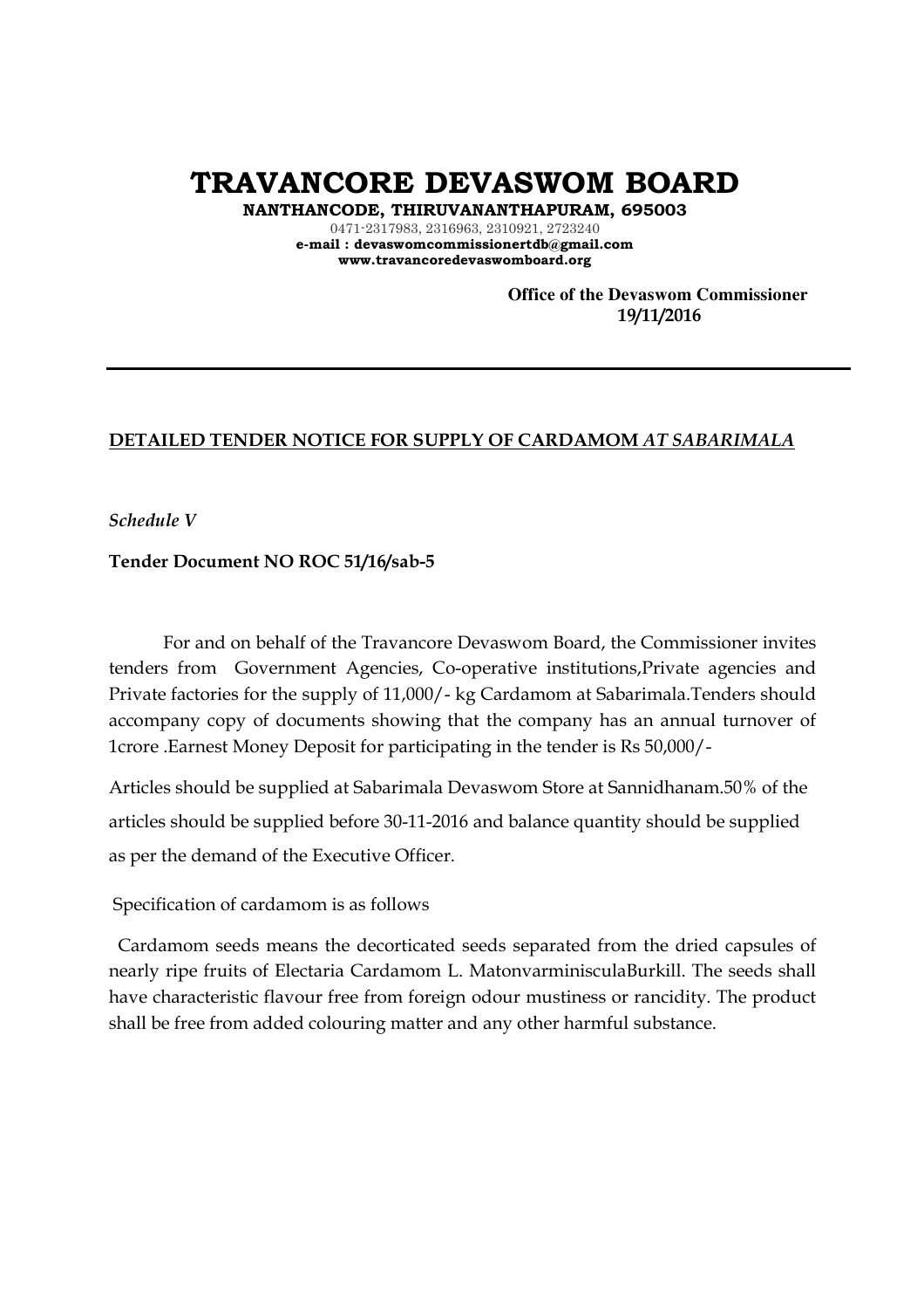# TRAVANCORE DEVASWOM BOARD

**NANTHANCODE, THIRUVANANTHAPURAM, 695003**

0471-2317983, 2316963, 2310921, 2723240

**e-mail : devaswomcommissionertdb@gmail.com**

**www.travancoredevaswomboard.org**

**Office of the Devaswom Commissioner**
**19/11/2016**

---

**DETAILED TENDER NOTICE FOR SUPPLY OF CARDAMOM *AT SABARIMALA***

*Schedule V*

**Tender Document NO ROC 51/16/sab-5**

For and on behalf of the Travancore Devaswom Board, the Commissioner invites tenders from Government Agencies, Co-operative institutions,Private agencies and Private factories for the supply of 11,000/- kg Cardamom at Sabarimala.Tenders should accompany copy of documents showing that the company has an annual turnover of 1crore .Earnest Money Deposit for participating in the tender is Rs 50,000/-

Articles should be supplied at Sabarimala Devaswom Store at Sannidhanam.50% of the articles should be supplied before 30-11-2016 and balance quantity should be supplied as per the demand of the Executive Officer.

Specification of cardamom is as follows

Cardamom seeds means the decorticated seeds separated from the dried capsules of nearly ripe fruits of Electaria Cardamom L. MatonvarminisculaBurkill. The seeds shall have characteristic flavour free from foreign odour mustiness or rancidity. The product shall be free from added colouring matter and any other harmful substance.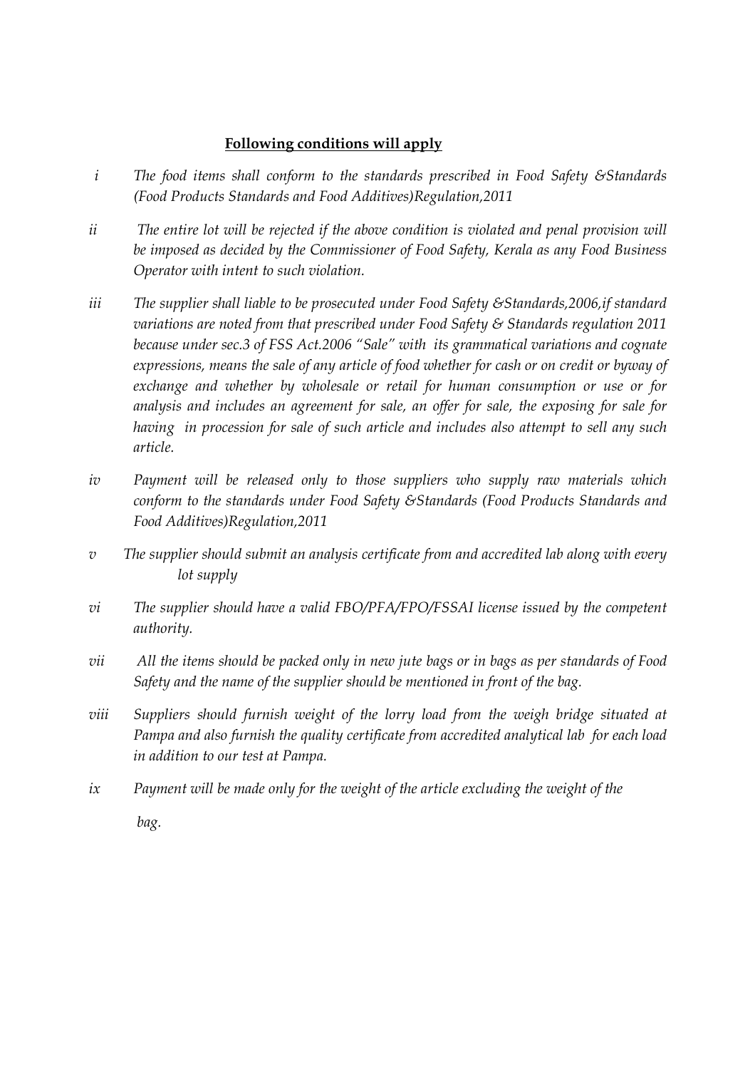**Following conditions will apply**

*i* *The food items shall conform to the standards prescribed in Food Safety &Standards (Food Products Standards and Food Additives)Regulation,2011*

*ii* *The entire lot will be rejected if the above condition is violated and penal provision will be imposed as decided by the Commissioner of Food Safety, Kerala as any Food Business Operator with intent to such violation.*

*iii* *The supplier shall liable to be prosecuted under Food Safety &Standards,2006,if standard variations are noted from that prescribed under Food Safety & Standards regulation 2011 because under sec.3 of FSS Act.2006 "Sale" with its grammatical variations and cognate expressions, means the sale of any article of food whether for cash or on credit or byway of exchange and whether by wholesale or retail for human consumption or use or for analysis and includes an agreement for sale, an offer for sale, the exposing for sale for having in procession for sale of such article and includes also attempt to sell any such article.*

*iv* *Payment will be released only to those suppliers who supply raw materials which conform to the standards under Food Safety &Standards (Food Products Standards and Food Additives)Regulation,2011*

*v* *The supplier should submit an analysis certificate from and accredited lab along with every lot supply*

*vi* *The supplier should have a valid FBO/PFA/FPO/FSSAI license issued by the competent authority.*

*vii* *All the items should be packed only in new jute bags or in bags as per standards of Food Safety and the name of the supplier should be mentioned in front of the bag.*

*viii* *Suppliers should furnish weight of the lorry load from the weigh bridge situated at Pampa and also furnish the quality certificate from accredited analytical lab for each load in addition to our test at Pampa.*

*ix* *Payment will be made only for the weight of the article excluding the weight of the bag.*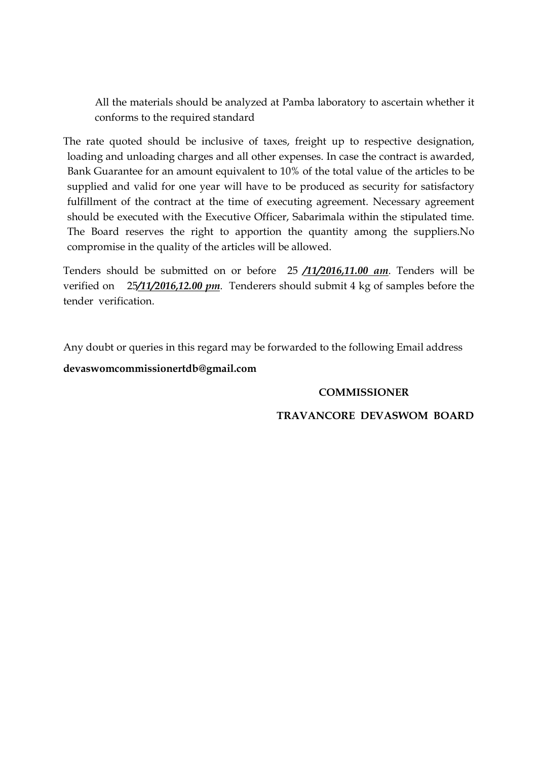All the materials should be analyzed at Pamba laboratory to ascertain whether it conforms to the required standard

The rate quoted should be inclusive of taxes, freight up to respective designation, loading and unloading charges and all other expenses. In case the contract is awarded, Bank Guarantee for an amount equivalent to 10% of the total value of the articles to be supplied and valid for one year will have to be produced as security for satisfactory fulfillment of the contract at the time of executing agreement. Necessary agreement should be executed with the Executive Officer, Sabarimala within the stipulated time. The Board reserves the right to apportion the quantity among the suppliers.No compromise in the quality of the articles will be allowed.

Tenders should be submitted on or before 25 ***/11/2016,11.00 am***. Tenders will be verified on 25***/11/2016,12.00 pm***. Tenderers should submit 4 kg of samples before the tender verification.

Any doubt or queries in this regard may be forwarded to the following Email address

**devaswomcommissionertdb@gmail.com**

**COMMISSIONER**

**TRAVANCORE DEVASWOM BOARD**